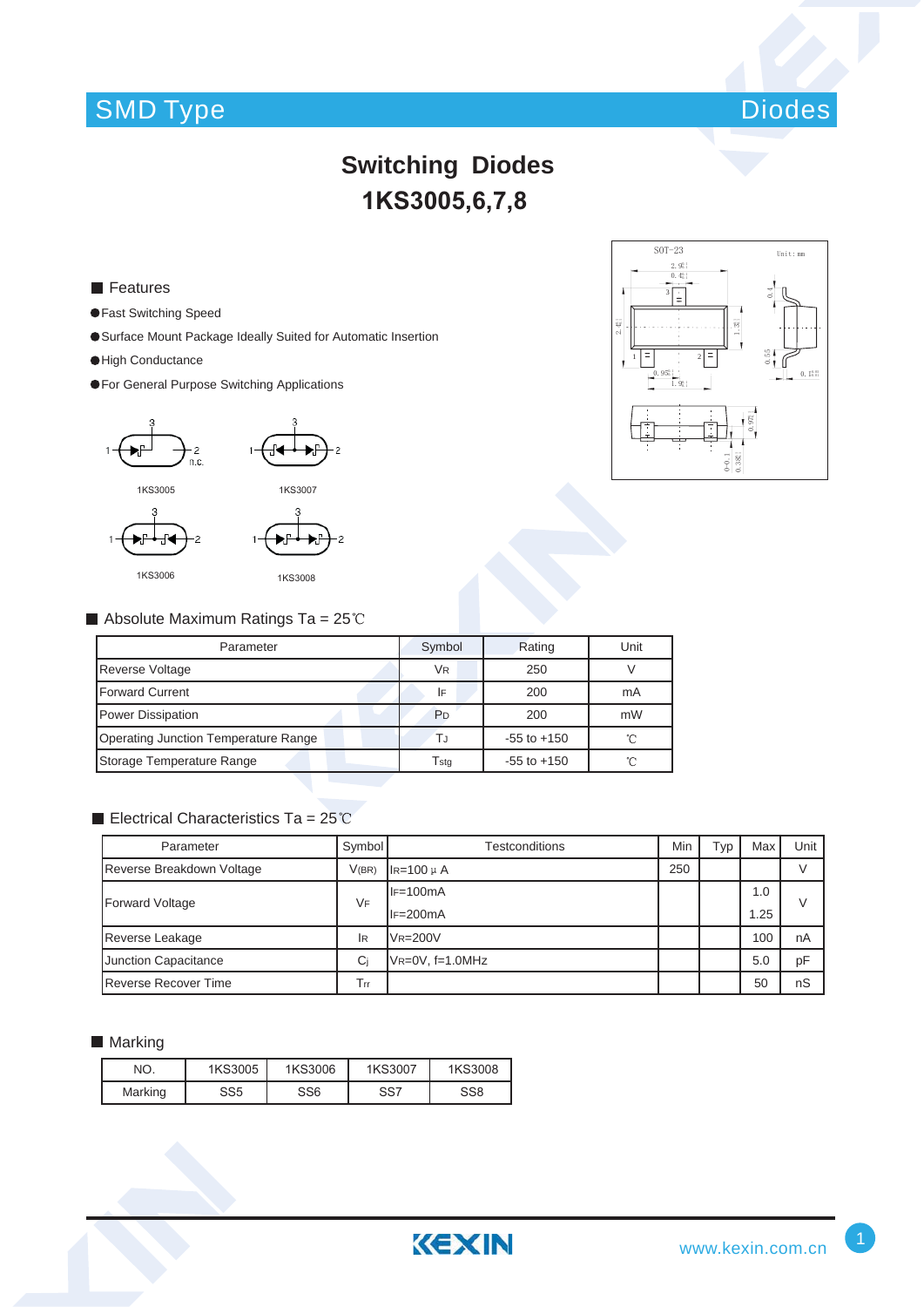# Switching Diodes

## 1KS3005,6,7,8

## Features

- Fast Switching Speed
- Surface Mount Package Ideally Suited for Automatic Insertion
- High Conductance
- For General Purpose Switching Applications

1KS3005 1KS3007

1KS3006 1KS3008

## Absolute Maximum Ratings Ta = 25℃

| Parameter | Symbol | Rating | Unit |
|---|---|---|---|
| Reverse Voltage | $V_R$ | 250 | V |
| Forward Current | $I_F$ | 200 | mA |
| Power Dissipation | $P_D$ | 200 | mW |
| Operating Junction Temperature Range | $T_J$ | -55 to +150 | ℃ |
| Storage Temperature Range | $T_{stg}$ | -55 to +150 | ℃ |

## Electrical Characteristics Ta = 25℃

| Parameter | Symbol | Testconditions | Min | Typ | Max | Unit |
|---|---|---|---|---|---|---|
| Reverse Breakdown Voltage | $V_{(BR)}$ | $I_R$=100 μ A | 250 | | | V |
| Forward Voltage | $V_F$ | $I_F$=100mA | | | 1.0 | V |
| | | $I_F$=200mA | | | 1.25 | |
| Reverse Leakage | $I_R$ | $V_R$=200V | | | 100 | nA |
| Junction Capacitance | $C_j$ | $V_R$=0V, f=1.0MHz | | | 5.0 | pF |
| Reverse Recover Time | $T_{rr}$ | | | | 50 | nS |

## Marking

| NO. | 1KS3005 | 1KS3006 | 1KS3007 | 1KS3008 |
|---|---|---|---|---|
| Marking | SS5 | SS6 | SS7 | SS8 |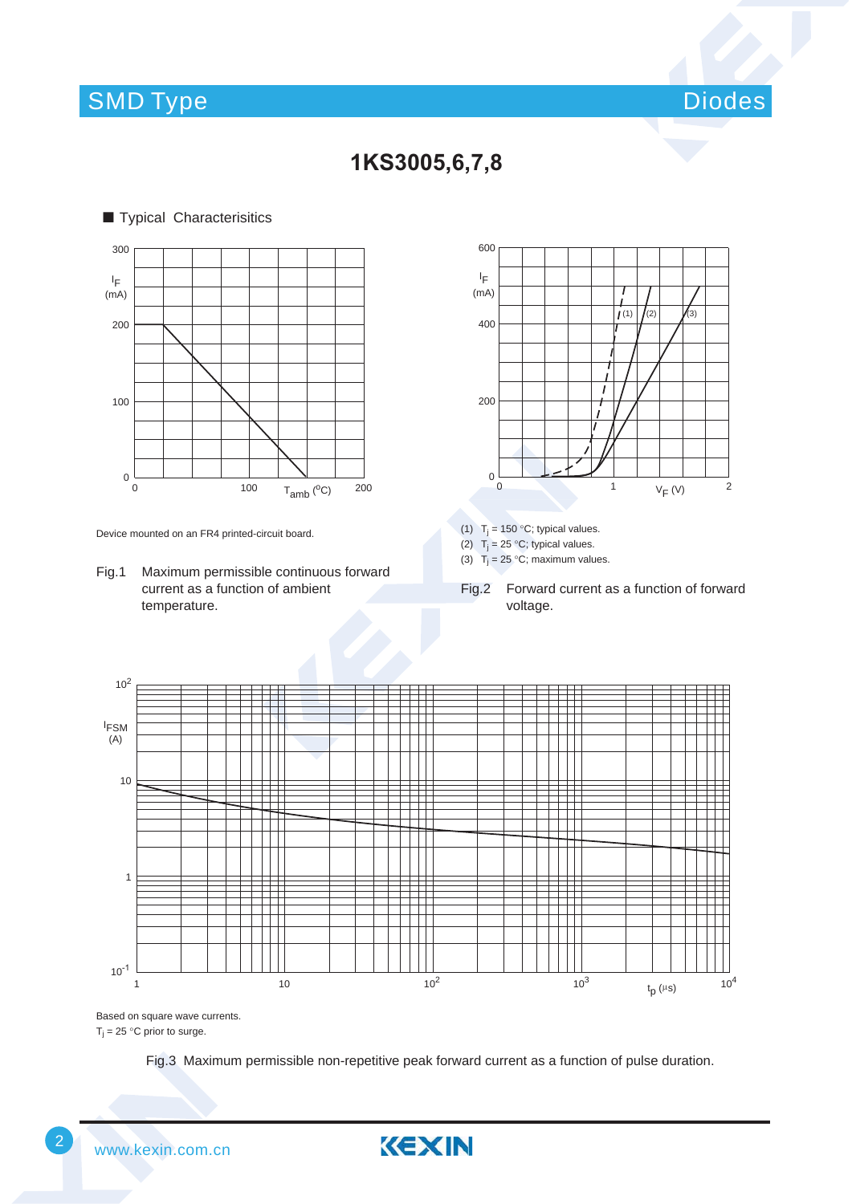# 1KS3005,6,7,8

■ Typical Characterisitics

Device mounted on an FR4 printed-circuit board.

Fig.1 Maximum permissible continuous forward current as a function of ambient temperature.

(1) $T_j$ = 150 °C; typical values.
(2) $T_j$ = 25 °C; typical values.
(3) $T_j$ = 25 °C; maximum values.

Fig.2 Forward current as a function of forward voltage.

Based on square wave currents.
$T_j$ = 25 °C prior to surge.

Fig.3 Maximum permissible non-repetitive peak forward current as a function of pulse duration.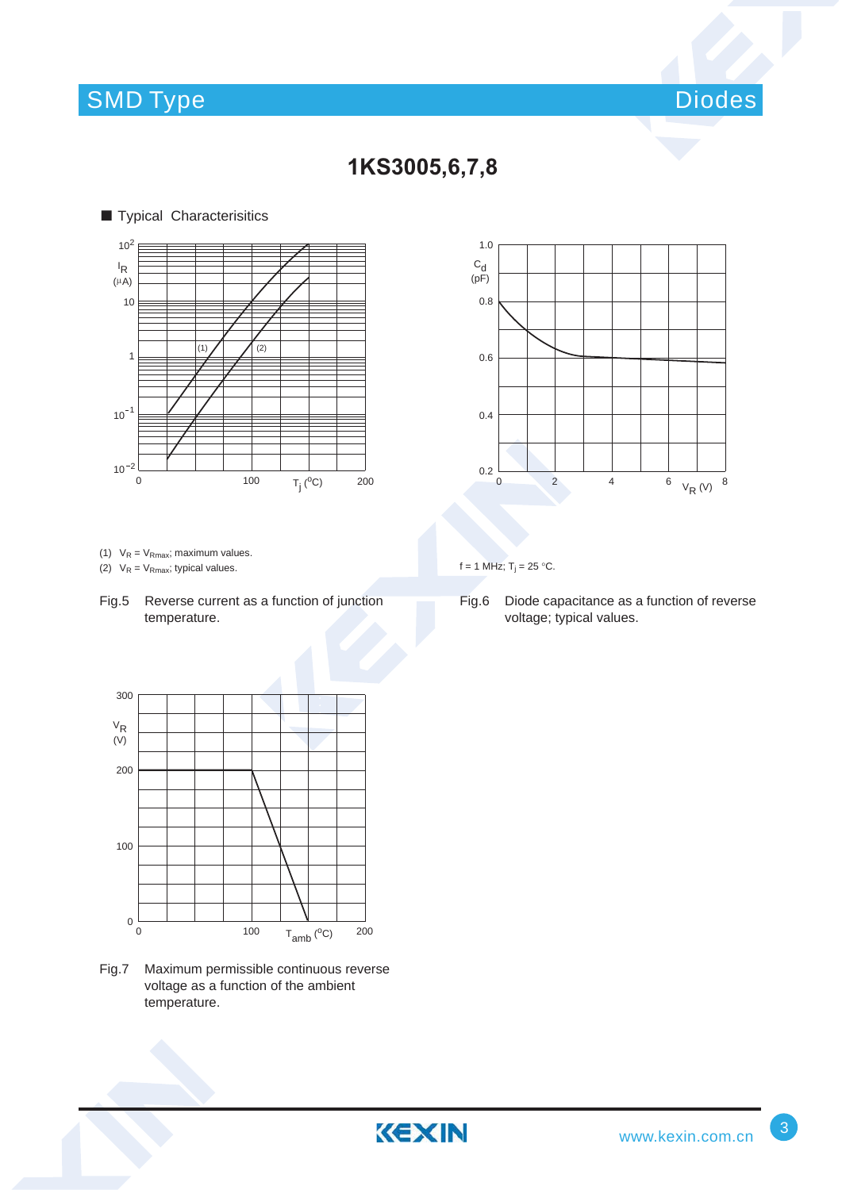# 1KS3005,6,7,8

## ■ Typical Characterisitics

$10^2$
$I_R$
($\mu$A)
10
1
$10^{-1}$
$10^{-2}$
0
100
$T_j$ ($^o$C)
200
(1)
(2)

(1) $V_R = V_{Rmax}$; maximum values.
(2) $V_R = V_{Rmax}$; typical values.

Fig.5 Reverse current as a function of junction temperature.

1.0
$C_d$
(pF)
0.8
0.6
0.4
0.2
0
2
4
6
$V_R$ (V)
8

f = 1 MHz; $T_j$ = 25 °C.

Fig.6 Diode capacitance as a function of reverse voltage; typical values.

300
$V_R$
(V)
200
100
0
0
100
$T_{amb}$ ($^o$C)
200

Fig.7 Maximum permissible continuous reverse voltage as a function of the ambient temperature.